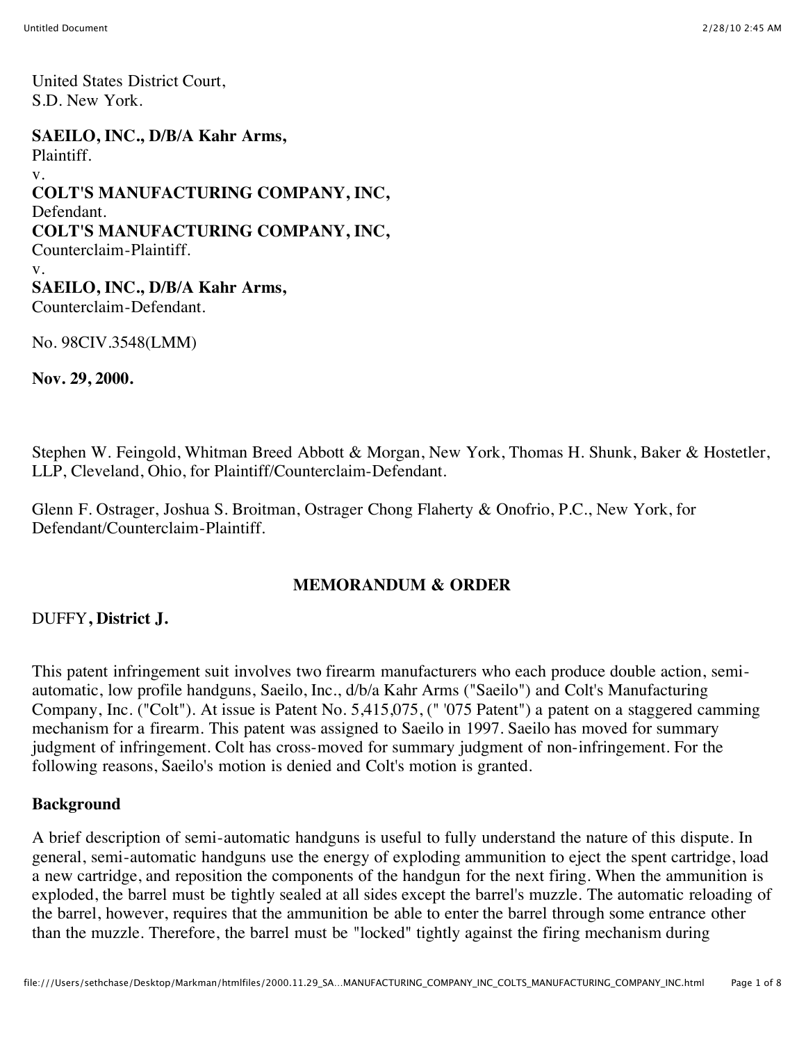United States District Court,
S.D. New York.

**SAEILO, INC., D/B/A Kahr Arms,**
Plaintiff.
v.
**COLT'S MANUFACTURING COMPANY, INC,**
Defendant.
**COLT'S MANUFACTURING COMPANY, INC,**
Counterclaim-Plaintiff.
v.
**SAEILO, INC., D/B/A Kahr Arms,**
Counterclaim-Defendant.

No. 98CIV.3548(LMM)

**Nov. 29, 2000.**

Stephen W. Feingold, Whitman Breed Abbott & Morgan, New York, Thomas H. Shunk, Baker & Hostetler, LLP, Cleveland, Ohio, for Plaintiff/Counterclaim-Defendant.

Glenn F. Ostrager, Joshua S. Broitman, Ostrager Chong Flaherty & Onofrio, P.C., New York, for Defendant/Counterclaim-Plaintiff.

## MEMORANDUM & ORDER

DUFFY, **District J.**

This patent infringement suit involves two firearm manufacturers who each produce double action, semi-automatic, low profile handguns, Saeilo, Inc., d/b/a Kahr Arms ("Saeilo") and Colt's Manufacturing Company, Inc. ("Colt"). At issue is Patent No. 5,415,075, (" '075 Patent") a patent on a staggered camming mechanism for a firearm. This patent was assigned to Saeilo in 1997. Saeilo has moved for summary judgment of infringement. Colt has cross-moved for summary judgment of non-infringement. For the following reasons, Saeilo's motion is denied and Colt's motion is granted.

### Background

A brief description of semi-automatic handguns is useful to fully understand the nature of this dispute. In general, semi-automatic handguns use the energy of exploding ammunition to eject the spent cartridge, load a new cartridge, and reposition the components of the handgun for the next firing. When the ammunition is exploded, the barrel must be tightly sealed at all sides except the barrel's muzzle. The automatic reloading of the barrel, however, requires that the ammunition be able to enter the barrel through some entrance other than the muzzle. Therefore, the barrel must be "locked" tightly against the firing mechanism during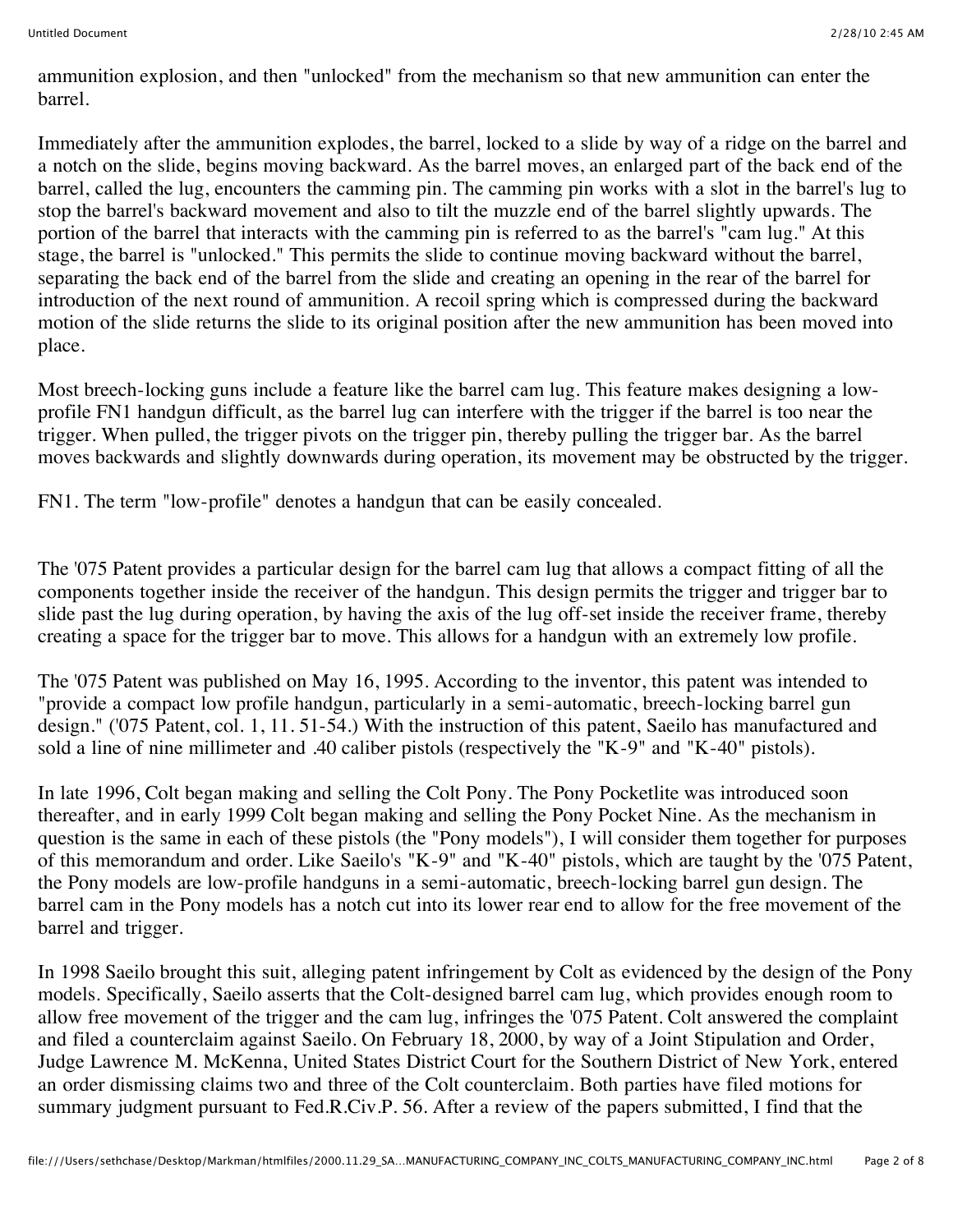ammunition explosion, and then "unlocked" from the mechanism so that new ammunition can enter the barrel.

Immediately after the ammunition explodes, the barrel, locked to a slide by way of a ridge on the barrel and a notch on the slide, begins moving backward. As the barrel moves, an enlarged part of the back end of the barrel, called the lug, encounters the camming pin. The camming pin works with a slot in the barrel's lug to stop the barrel's backward movement and also to tilt the muzzle end of the barrel slightly upwards. The portion of the barrel that interacts with the camming pin is referred to as the barrel's "cam lug." At this stage, the barrel is "unlocked." This permits the slide to continue moving backward without the barrel, separating the back end of the barrel from the slide and creating an opening in the rear of the barrel for introduction of the next round of ammunition. A recoil spring which is compressed during the backward motion of the slide returns the slide to its original position after the new ammunition has been moved into place.

Most breech-locking guns include a feature like the barrel cam lug. This feature makes designing a low-profile FN1 handgun difficult, as the barrel lug can interfere with the trigger if the barrel is too near the trigger. When pulled, the trigger pivots on the trigger pin, thereby pulling the trigger bar. As the barrel moves backwards and slightly downwards during operation, its movement may be obstructed by the trigger.

FN1. The term "low-profile" denotes a handgun that can be easily concealed.

The '075 Patent provides a particular design for the barrel cam lug that allows a compact fitting of all the components together inside the receiver of the handgun. This design permits the trigger and trigger bar to slide past the lug during operation, by having the axis of the lug off-set inside the receiver frame, thereby creating a space for the trigger bar to move. This allows for a handgun with an extremely low profile.

The '075 Patent was published on May 16, 1995. According to the inventor, this patent was intended to "provide a compact low profile handgun, particularly in a semi-automatic, breech-locking barrel gun design." ('075 Patent, col. 1, 11. 51-54.) With the instruction of this patent, Saeilo has manufactured and sold a line of nine millimeter and .40 caliber pistols (respectively the "K-9" and "K-40" pistols).

In late 1996, Colt began making and selling the Colt Pony. The Pony Pocketlite was introduced soon thereafter, and in early 1999 Colt began making and selling the Pony Pocket Nine. As the mechanism in question is the same in each of these pistols (the "Pony models"), I will consider them together for purposes of this memorandum and order. Like Saeilo's "K-9" and "K-40" pistols, which are taught by the '075 Patent, the Pony models are low-profile handguns in a semi-automatic, breech-locking barrel gun design. The barrel cam in the Pony models has a notch cut into its lower rear end to allow for the free movement of the barrel and trigger.

In 1998 Saeilo brought this suit, alleging patent infringement by Colt as evidenced by the design of the Pony models. Specifically, Saeilo asserts that the Colt-designed barrel cam lug, which provides enough room to allow free movement of the trigger and the cam lug, infringes the '075 Patent. Colt answered the complaint and filed a counterclaim against Saeilo. On February 18, 2000, by way of a Joint Stipulation and Order, Judge Lawrence M. McKenna, United States District Court for the Southern District of New York, entered an order dismissing claims two and three of the Colt counterclaim. Both parties have filed motions for summary judgment pursuant to Fed.R.Civ.P. 56. After a review of the papers submitted, I find that the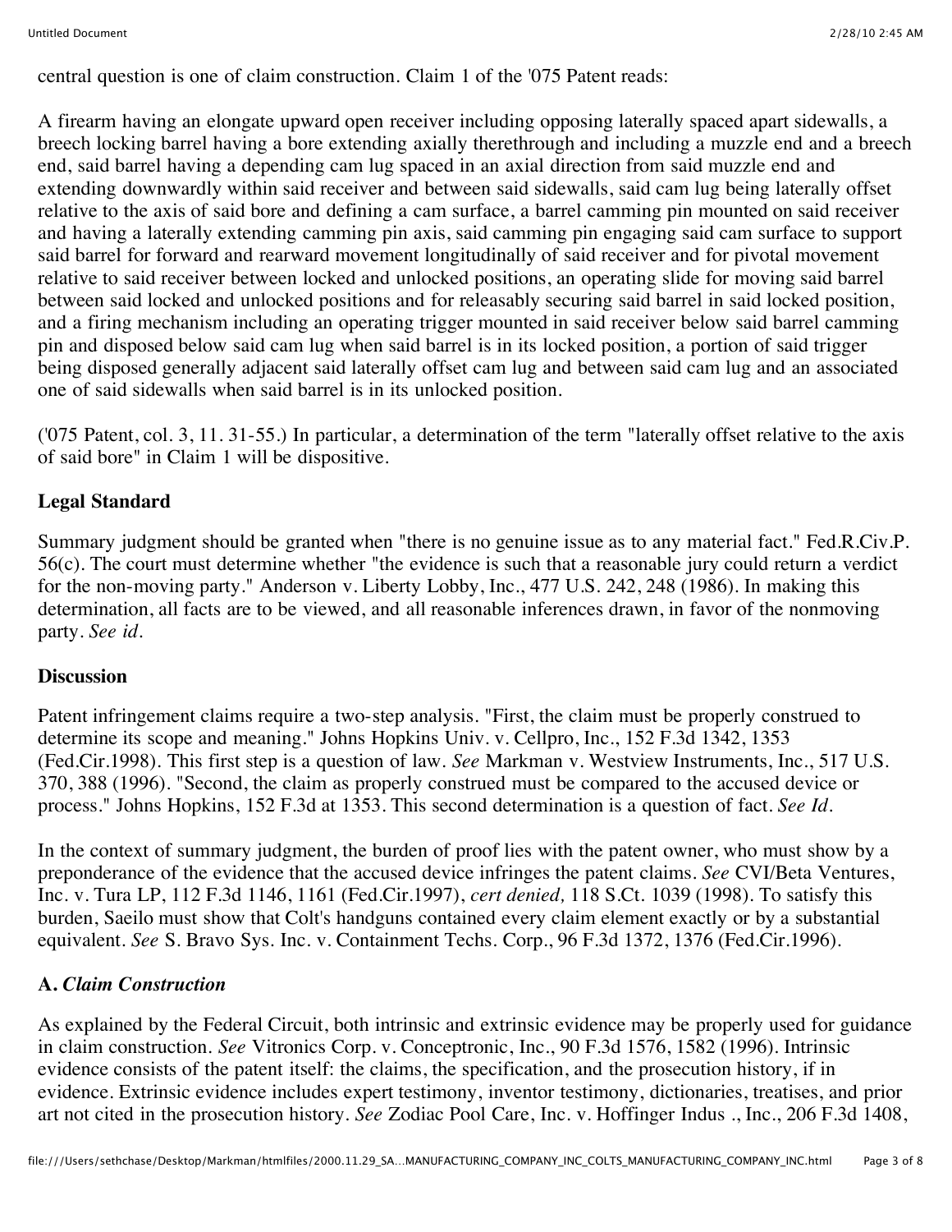central question is one of claim construction. Claim 1 of the '075 Patent reads:

A firearm having an elongate upward open receiver including opposing laterally spaced apart sidewalls, a breech locking barrel having a bore extending axially therethrough and including a muzzle end and a breech end, said barrel having a depending cam lug spaced in an axial direction from said muzzle end and extending downwardly within said receiver and between said sidewalls, said cam lug being laterally offset relative to the axis of said bore and defining a cam surface, a barrel camming pin mounted on said receiver and having a laterally extending camming pin axis, said camming pin engaging said cam surface to support said barrel for forward and rearward movement longitudinally of said receiver and for pivotal movement relative to said receiver between locked and unlocked positions, an operating slide for moving said barrel between said locked and unlocked positions and for releasably securing said barrel in said locked position, and a firing mechanism including an operating trigger mounted in said receiver below said barrel camming pin and disposed below said cam lug when said barrel is in its locked position, a portion of said trigger being disposed generally adjacent said laterally offset cam lug and between said cam lug and an associated one of said sidewalls when said barrel is in its unlocked position.

('075 Patent, col. 3, 11. 31-55.) In particular, a determination of the term "laterally offset relative to the axis of said bore" in Claim 1 will be dispositive.

**Legal Standard**

Summary judgment should be granted when "there is no genuine issue as to any material fact." Fed.R.Civ.P. 56(c). The court must determine whether "the evidence is such that a reasonable jury could return a verdict for the non-moving party." Anderson v. Liberty Lobby, Inc., 477 U.S. 242, 248 (1986). In making this determination, all facts are to be viewed, and all reasonable inferences drawn, in favor of the nonmoving party. *See id.*

**Discussion**

Patent infringement claims require a two-step analysis. "First, the claim must be properly construed to determine its scope and meaning." Johns Hopkins Univ. v. Cellpro, Inc., 152 F.3d 1342, 1353 (Fed.Cir.1998). This first step is a question of law. *See* Markman v. Westview Instruments, Inc., 517 U.S. 370, 388 (1996). "Second, the claim as properly construed must be compared to the accused device or process." Johns Hopkins, 152 F.3d at 1353. This second determination is a question of fact. *See Id.*

In the context of summary judgment, the burden of proof lies with the patent owner, who must show by a preponderance of the evidence that the accused device infringes the patent claims. *See* CVI/Beta Ventures, Inc. v. Tura LP, 112 F.3d 1146, 1161 (Fed.Cir.1997), *cert denied,* 118 S.Ct. 1039 (1998). To satisfy this burden, Saeilo must show that Colt's handguns contained every claim element exactly or by a substantial equivalent. *See* S. Bravo Sys. Inc. v. Containment Techs. Corp., 96 F.3d 1372, 1376 (Fed.Cir.1996).

**A.** ***Claim Construction***

As explained by the Federal Circuit, both intrinsic and extrinsic evidence may be properly used for guidance in claim construction. *See* Vitronics Corp. v. Conceptronic, Inc., 90 F.3d 1576, 1582 (1996). Intrinsic evidence consists of the patent itself: the claims, the specification, and the prosecution history, if in evidence. Extrinsic evidence includes expert testimony, inventor testimony, dictionaries, treatises, and prior art not cited in the prosecution history. *See* Zodiac Pool Care, Inc. v. Hoffinger Indus ., Inc., 206 F.3d 1408,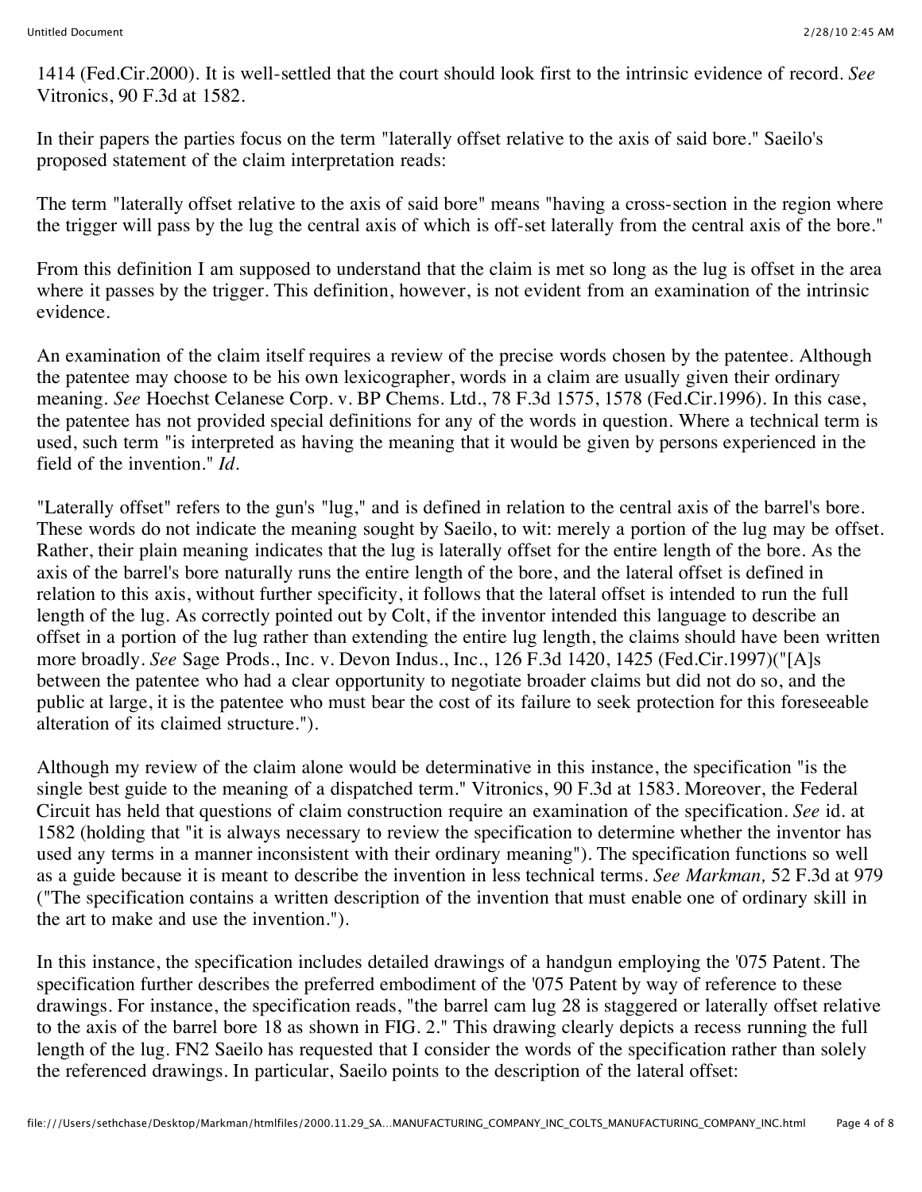1414 (Fed.Cir.2000). It is well-settled that the court should look first to the intrinsic evidence of record. *See* Vitronics, 90 F.3d at 1582.

In their papers the parties focus on the term "laterally offset relative to the axis of said bore." Saeilo's proposed statement of the claim interpretation reads:

The term "laterally offset relative to the axis of said bore" means "having a cross-section in the region where the trigger will pass by the lug the central axis of which is off-set laterally from the central axis of the bore."

From this definition I am supposed to understand that the claim is met so long as the lug is offset in the area where it passes by the trigger. This definition, however, is not evident from an examination of the intrinsic evidence.

An examination of the claim itself requires a review of the precise words chosen by the patentee. Although the patentee may choose to be his own lexicographer, words in a claim are usually given their ordinary meaning. *See* Hoechst Celanese Corp. v. BP Chems. Ltd., 78 F.3d 1575, 1578 (Fed.Cir.1996). In this case, the patentee has not provided special definitions for any of the words in question. Where a technical term is used, such term "is interpreted as having the meaning that it would be given by persons experienced in the field of the invention." *Id.*

"Laterally offset" refers to the gun's "lug," and is defined in relation to the central axis of the barrel's bore. These words do not indicate the meaning sought by Saeilo, to wit: merely a portion of the lug may be offset. Rather, their plain meaning indicates that the lug is laterally offset for the entire length of the bore. As the axis of the barrel's bore naturally runs the entire length of the bore, and the lateral offset is defined in relation to this axis, without further specificity, it follows that the lateral offset is intended to run the full length of the lug. As correctly pointed out by Colt, if the inventor intended this language to describe an offset in a portion of the lug rather than extending the entire lug length, the claims should have been written more broadly. *See* Sage Prods., Inc. v. Devon Indus., Inc., 126 F.3d 1420, 1425 (Fed.Cir.1997)("[A]s between the patentee who had a clear opportunity to negotiate broader claims but did not do so, and the public at large, it is the patentee who must bear the cost of its failure to seek protection for this foreseeable alteration of its claimed structure.").

Although my review of the claim alone would be determinative in this instance, the specification "is the single best guide to the meaning of a dispatched term." Vitronics, 90 F.3d at 1583. Moreover, the Federal Circuit has held that questions of claim construction require an examination of the specification. *See* id. at 1582 (holding that "it is always necessary to review the specification to determine whether the inventor has used any terms in a manner inconsistent with their ordinary meaning"). The specification functions so well as a guide because it is meant to describe the invention in less technical terms. *See Markman,* 52 F.3d at 979 ("The specification contains a written description of the invention that must enable one of ordinary skill in the art to make and use the invention.").

In this instance, the specification includes detailed drawings of a handgun employing the '075 Patent. The specification further describes the preferred embodiment of the '075 Patent by way of reference to these drawings. For instance, the specification reads, "the barrel cam lug 28 is staggered or laterally offset relative to the axis of the barrel bore 18 as shown in FIG. 2." This drawing clearly depicts a recess running the full length of the lug. FN2 Saeilo has requested that I consider the words of the specification rather than solely the referenced drawings. In particular, Saeilo points to the description of the lateral offset: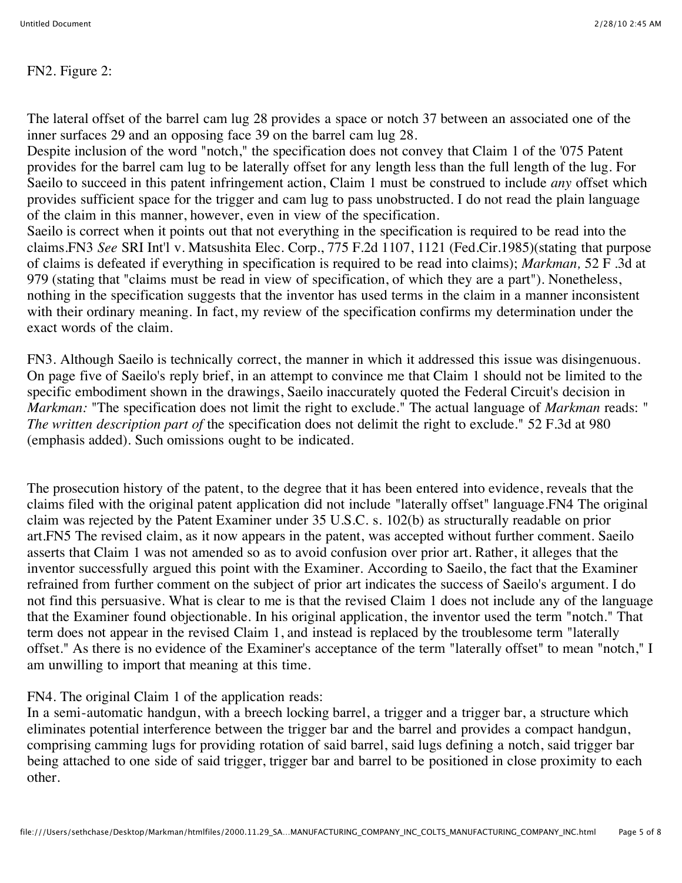FN2. Figure 2:

The lateral offset of the barrel cam lug 28 provides a space or notch 37 between an associated one of the inner surfaces 29 and an opposing face 39 on the barrel cam lug 28.

Despite inclusion of the word "notch," the specification does not convey that Claim 1 of the '075 Patent provides for the barrel cam lug to be laterally offset for any length less than the full length of the lug. For Saeilo to succeed in this patent infringement action, Claim 1 must be construed to include *any* offset which provides sufficient space for the trigger and cam lug to pass unobstructed. I do not read the plain language of the claim in this manner, however, even in view of the specification.

Saeilo is correct when it points out that not everything in the specification is required to be read into the claims.FN3 *See* SRI Int'l v. Matsushita Elec. Corp., 775 F.2d 1107, 1121 (Fed.Cir.1985)(stating that purpose of claims is defeated if everything in specification is required to be read into claims); *Markman,* 52 F .3d at 979 (stating that "claims must be read in view of specification, of which they are a part"). Nonetheless, nothing in the specification suggests that the inventor has used terms in the claim in a manner inconsistent with their ordinary meaning. In fact, my review of the specification confirms my determination under the exact words of the claim.

FN3. Although Saeilo is technically correct, the manner in which it addressed this issue was disingenuous. On page five of Saeilo's reply brief, in an attempt to convince me that Claim 1 should not be limited to the specific embodiment shown in the drawings, Saeilo inaccurately quoted the Federal Circuit's decision in *Markman:* "The specification does not limit the right to exclude." The actual language of *Markman* reads: " *The written description part of* the specification does not delimit the right to exclude." 52 F.3d at 980 (emphasis added). Such omissions ought to be indicated.

The prosecution history of the patent, to the degree that it has been entered into evidence, reveals that the claims filed with the original patent application did not include "laterally offset" language.FN4 The original claim was rejected by the Patent Examiner under 35 U.S.C. s. 102(b) as structurally readable on prior art.FN5 The revised claim, as it now appears in the patent, was accepted without further comment. Saeilo asserts that Claim 1 was not amended so as to avoid confusion over prior art. Rather, it alleges that the inventor successfully argued this point with the Examiner. According to Saeilo, the fact that the Examiner refrained from further comment on the subject of prior art indicates the success of Saeilo's argument. I do not find this persuasive. What is clear to me is that the revised Claim 1 does not include any of the language that the Examiner found objectionable. In his original application, the inventor used the term "notch." That term does not appear in the revised Claim 1, and instead is replaced by the troublesome term "laterally offset." As there is no evidence of the Examiner's acceptance of the term "laterally offset" to mean "notch," I am unwilling to import that meaning at this time.

FN4. The original Claim 1 of the application reads:

In a semi-automatic handgun, with a breech locking barrel, a trigger and a trigger bar, a structure which eliminates potential interference between the trigger bar and the barrel and provides a compact handgun, comprising camming lugs for providing rotation of said barrel, said lugs defining a notch, said trigger bar being attached to one side of said trigger, trigger bar and barrel to be positioned in close proximity to each other.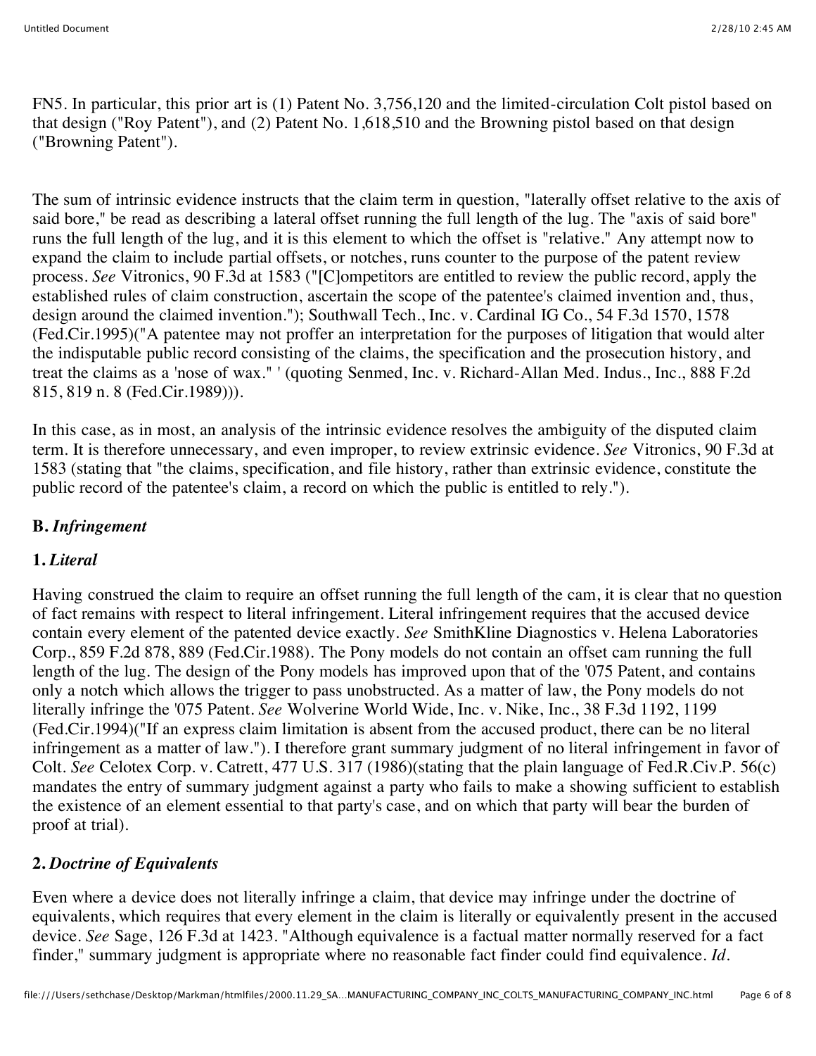FN5. In particular, this prior art is (1) Patent No. 3,756,120 and the limited-circulation Colt pistol based on that design ("Roy Patent"), and (2) Patent No. 1,618,510 and the Browning pistol based on that design ("Browning Patent").

The sum of intrinsic evidence instructs that the claim term in question, "laterally offset relative to the axis of said bore," be read as describing a lateral offset running the full length of the lug. The "axis of said bore" runs the full length of the lug, and it is this element to which the offset is "relative." Any attempt now to expand the claim to include partial offsets, or notches, runs counter to the purpose of the patent review process. *See* Vitronics, 90 F.3d at 1583 ("[C]ompetitors are entitled to review the public record, apply the established rules of claim construction, ascertain the scope of the patentee's claimed invention and, thus, design around the claimed invention."); Southwall Tech., Inc. v. Cardinal IG Co., 54 F.3d 1570, 1578 (Fed.Cir.1995)("A patentee may not proffer an interpretation for the purposes of litigation that would alter the indisputable public record consisting of the claims, the specification and the prosecution history, and treat the claims as a 'nose of wax." ' (quoting Senmed, Inc. v. Richard-Allan Med. Indus., Inc., 888 F.2d 815, 819 n. 8 (Fed.Cir.1989))).

In this case, as in most, an analysis of the intrinsic evidence resolves the ambiguity of the disputed claim term. It is therefore unnecessary, and even improper, to review extrinsic evidence. *See* Vitronics, 90 F.3d at 1583 (stating that "the claims, specification, and file history, rather than extrinsic evidence, constitute the public record of the patentee's claim, a record on which the public is entitled to rely.").

### B. *Infringement*

#### 1. *Literal*

Having construed the claim to require an offset running the full length of the cam, it is clear that no question of fact remains with respect to literal infringement. Literal infringement requires that the accused device contain every element of the patented device exactly. *See* SmithKline Diagnostics v. Helena Laboratories Corp., 859 F.2d 878, 889 (Fed.Cir.1988). The Pony models do not contain an offset cam running the full length of the lug. The design of the Pony models has improved upon that of the '075 Patent, and contains only a notch which allows the trigger to pass unobstructed. As a matter of law, the Pony models do not literally infringe the '075 Patent. *See* Wolverine World Wide, Inc. v. Nike, Inc., 38 F.3d 1192, 1199 (Fed.Cir.1994)("If an express claim limitation is absent from the accused product, there can be no literal infringement as a matter of law."). I therefore grant summary judgment of no literal infringement in favor of Colt. *See* Celotex Corp. v. Catrett, 477 U.S. 317 (1986)(stating that the plain language of Fed.R.Civ.P. 56(c) mandates the entry of summary judgment against a party who fails to make a showing sufficient to establish the existence of an element essential to that party's case, and on which that party will bear the burden of proof at trial).

#### 2. *Doctrine of Equivalents*

Even where a device does not literally infringe a claim, that device may infringe under the doctrine of equivalents, which requires that every element in the claim is literally or equivalently present in the accused device. *See* Sage, 126 F.3d at 1423. "Although equivalence is a factual matter normally reserved for a fact finder," summary judgment is appropriate where no reasonable fact finder could find equivalence. *Id.*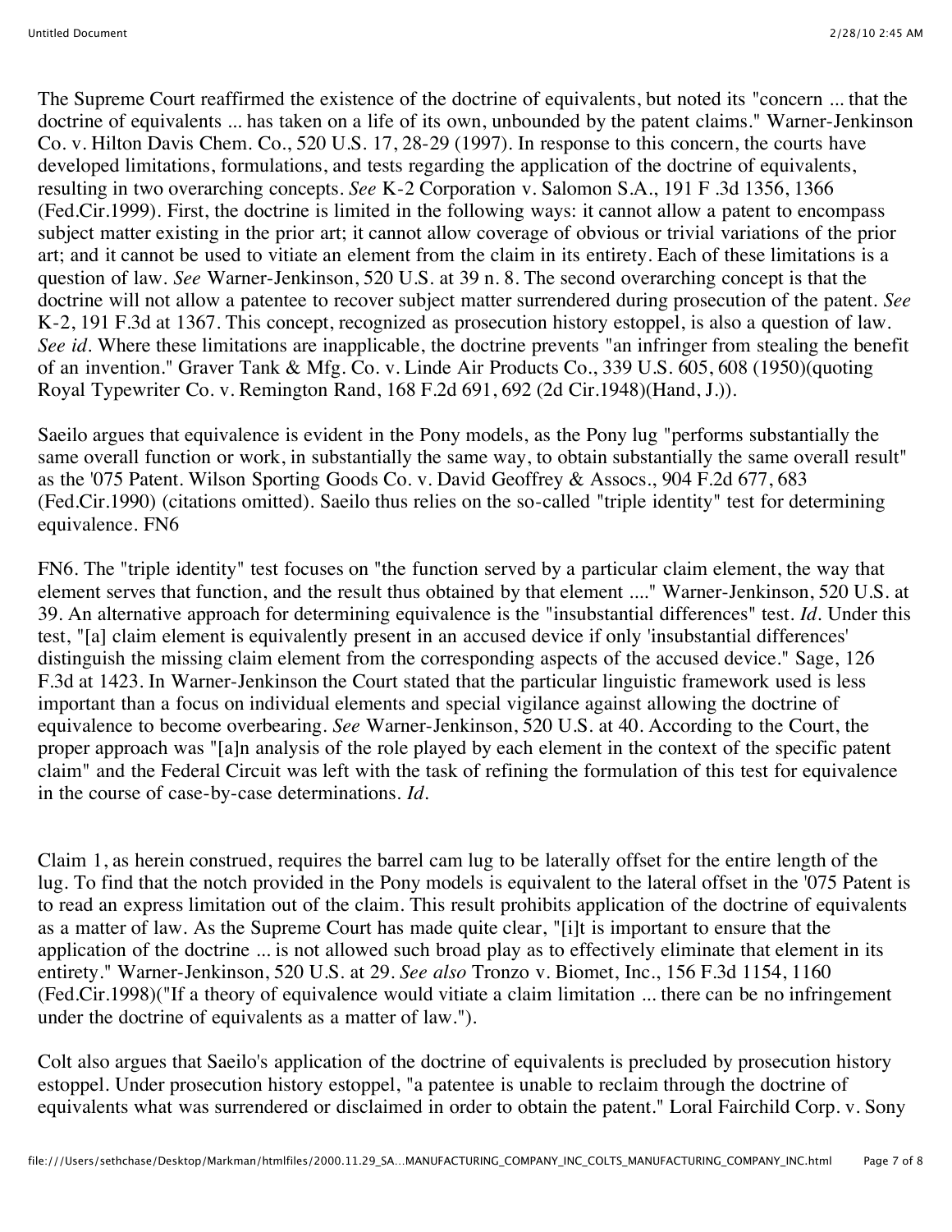The Supreme Court reaffirmed the existence of the doctrine of equivalents, but noted its "concern ... that the doctrine of equivalents ... has taken on a life of its own, unbounded by the patent claims." Warner-Jenkinson Co. v. Hilton Davis Chem. Co., 520 U.S. 17, 28-29 (1997). In response to this concern, the courts have developed limitations, formulations, and tests regarding the application of the doctrine of equivalents, resulting in two overarching concepts. *See* K-2 Corporation v. Salomon S.A., 191 F .3d 1356, 1366 (Fed.Cir.1999). First, the doctrine is limited in the following ways: it cannot allow a patent to encompass subject matter existing in the prior art; it cannot allow coverage of obvious or trivial variations of the prior art; and it cannot be used to vitiate an element from the claim in its entirety. Each of these limitations is a question of law. *See* Warner-Jenkinson, 520 U.S. at 39 n. 8. The second overarching concept is that the doctrine will not allow a patentee to recover subject matter surrendered during prosecution of the patent. *See* K-2, 191 F.3d at 1367. This concept, recognized as prosecution history estoppel, is also a question of law. *See id*. Where these limitations are inapplicable, the doctrine prevents "an infringer from stealing the benefit of an invention." Graver Tank & Mfg. Co. v. Linde Air Products Co., 339 U.S. 605, 608 (1950)(quoting Royal Typewriter Co. v. Remington Rand, 168 F.2d 691, 692 (2d Cir.1948)(Hand, J.)).

Saeilo argues that equivalence is evident in the Pony models, as the Pony lug "performs substantially the same overall function or work, in substantially the same way, to obtain substantially the same overall result" as the '075 Patent. Wilson Sporting Goods Co. v. David Geoffrey & Assocs., 904 F.2d 677, 683 (Fed.Cir.1990) (citations omitted). Saeilo thus relies on the so-called "triple identity" test for determining equivalence. FN6

FN6. The "triple identity" test focuses on "the function served by a particular claim element, the way that element serves that function, and the result thus obtained by that element ...." Warner-Jenkinson, 520 U.S. at 39. An alternative approach for determining equivalence is the "insubstantial differences" test. *Id*. Under this test, "[a] claim element is equivalently present in an accused device if only 'insubstantial differences' distinguish the missing claim element from the corresponding aspects of the accused device." Sage, 126 F.3d at 1423. In Warner-Jenkinson the Court stated that the particular linguistic framework used is less important than a focus on individual elements and special vigilance against allowing the doctrine of equivalence to become overbearing. *See* Warner-Jenkinson, 520 U.S. at 40. According to the Court, the proper approach was "[a]n analysis of the role played by each element in the context of the specific patent claim" and the Federal Circuit was left with the task of refining the formulation of this test for equivalence in the course of case-by-case determinations. *Id*.

Claim 1, as herein construed, requires the barrel cam lug to be laterally offset for the entire length of the lug. To find that the notch provided in the Pony models is equivalent to the lateral offset in the '075 Patent is to read an express limitation out of the claim. This result prohibits application of the doctrine of equivalents as a matter of law. As the Supreme Court has made quite clear, "[i]t is important to ensure that the application of the doctrine ... is not allowed such broad play as to effectively eliminate that element in its entirety." Warner-Jenkinson, 520 U.S. at 29. *See also* Tronzo v. Biomet, Inc., 156 F.3d 1154, 1160 (Fed.Cir.1998)("If a theory of equivalence would vitiate a claim limitation ... there can be no infringement under the doctrine of equivalents as a matter of law.").

Colt also argues that Saeilo's application of the doctrine of equivalents is precluded by prosecution history estoppel. Under prosecution history estoppel, "a patentee is unable to reclaim through the doctrine of equivalents what was surrendered or disclaimed in order to obtain the patent." Loral Fairchild Corp. v. Sony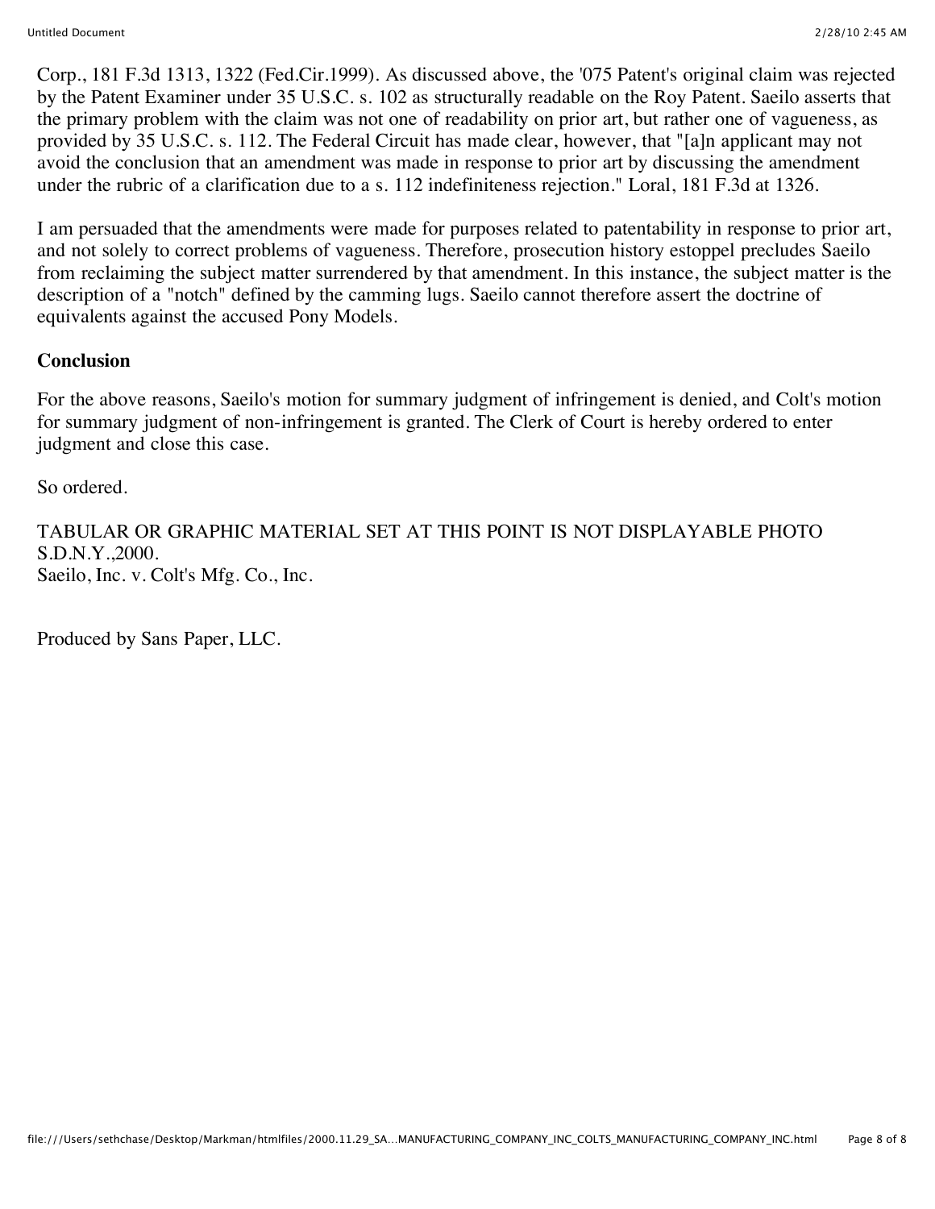Corp., 181 F.3d 1313, 1322 (Fed.Cir.1999). As discussed above, the '075 Patent's original claim was rejected by the Patent Examiner under 35 U.S.C. s. 102 as structurally readable on the Roy Patent. Saeilo asserts that the primary problem with the claim was not one of readability on prior art, but rather one of vagueness, as provided by 35 U.S.C. s. 112. The Federal Circuit has made clear, however, that "[a]n applicant may not avoid the conclusion that an amendment was made in response to prior art by discussing the amendment under the rubric of a clarification due to a s. 112 indefiniteness rejection." Loral, 181 F.3d at 1326.

I am persuaded that the amendments were made for purposes related to patentability in response to prior art, and not solely to correct problems of vagueness. Therefore, prosecution history estoppel precludes Saeilo from reclaiming the subject matter surrendered by that amendment. In this instance, the subject matter is the description of a "notch" defined by the camming lugs. Saeilo cannot therefore assert the doctrine of equivalents against the accused Pony Models.

**Conclusion**

For the above reasons, Saeilo's motion for summary judgment of infringement is denied, and Colt's motion for summary judgment of non-infringement is granted. The Clerk of Court is hereby ordered to enter judgment and close this case.

So ordered.

TABULAR OR GRAPHIC MATERIAL SET AT THIS POINT IS NOT DISPLAYABLE PHOTO
S.D.N.Y.,2000.
Saeilo, Inc. v. Colt's Mfg. Co., Inc.

Produced by Sans Paper, LLC.